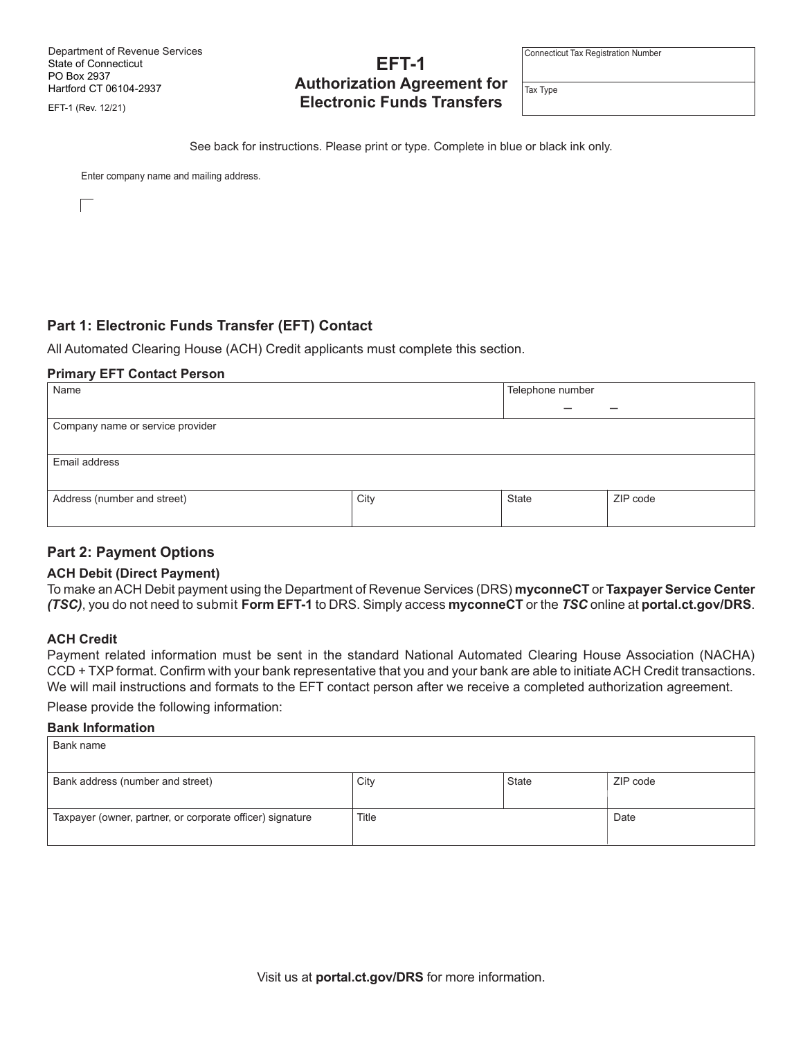Department of Revenue Services
State of Connecticut
PO Box 2937
Hartford CT 06104-2937

EFT-1 (Rev. 12/21)

# EFT-1
## Authorization Agreement for Electronic Funds Transfers

| Connecticut Tax Registration Number |
|---|
| Tax Type |

See back for instructions. Please print or type. Complete in blue or black ink only.

Enter company name and mailing address.

## Part 1: Electronic Funds Transfer (EFT) Contact

All Automated Clearing House (ACH) Credit applicants must complete this section.

### Primary EFT Contact Person

| Name | | Telephone number – – | |
|---|---|---|---|
| Company name or service provider | | | |
| Email address | | | |
| Address (number and street) | City | State | ZIP code |

## Part 2: Payment Options

### ACH Debit (Direct Payment)

To make an ACH Debit payment using the Department of Revenue Services (DRS) **myconneCT** or **Taxpayer Service Center *(TSC)***, you do not need to submit **Form EFT-1** to DRS. Simply access **myconneCT** or the ***TSC*** online at **portal.ct.gov/DRS**.

### ACH Credit

Payment related information must be sent in the standard National Automated Clearing House Association (NACHA) CCD + TXP format. Confirm with your bank representative that you and your bank are able to initiate ACH Credit transactions. We will mail instructions and formats to the EFT contact person after we receive a completed authorization agreement.

Please provide the following information:

### Bank Information

| Bank name | | | |
|---|---|---|---|
| Bank address (number and street) | City | State | ZIP code |
| Taxpayer (owner, partner, or corporate officer) signature | Title | | Date |

Visit us at **portal.ct.gov/DRS** for more information.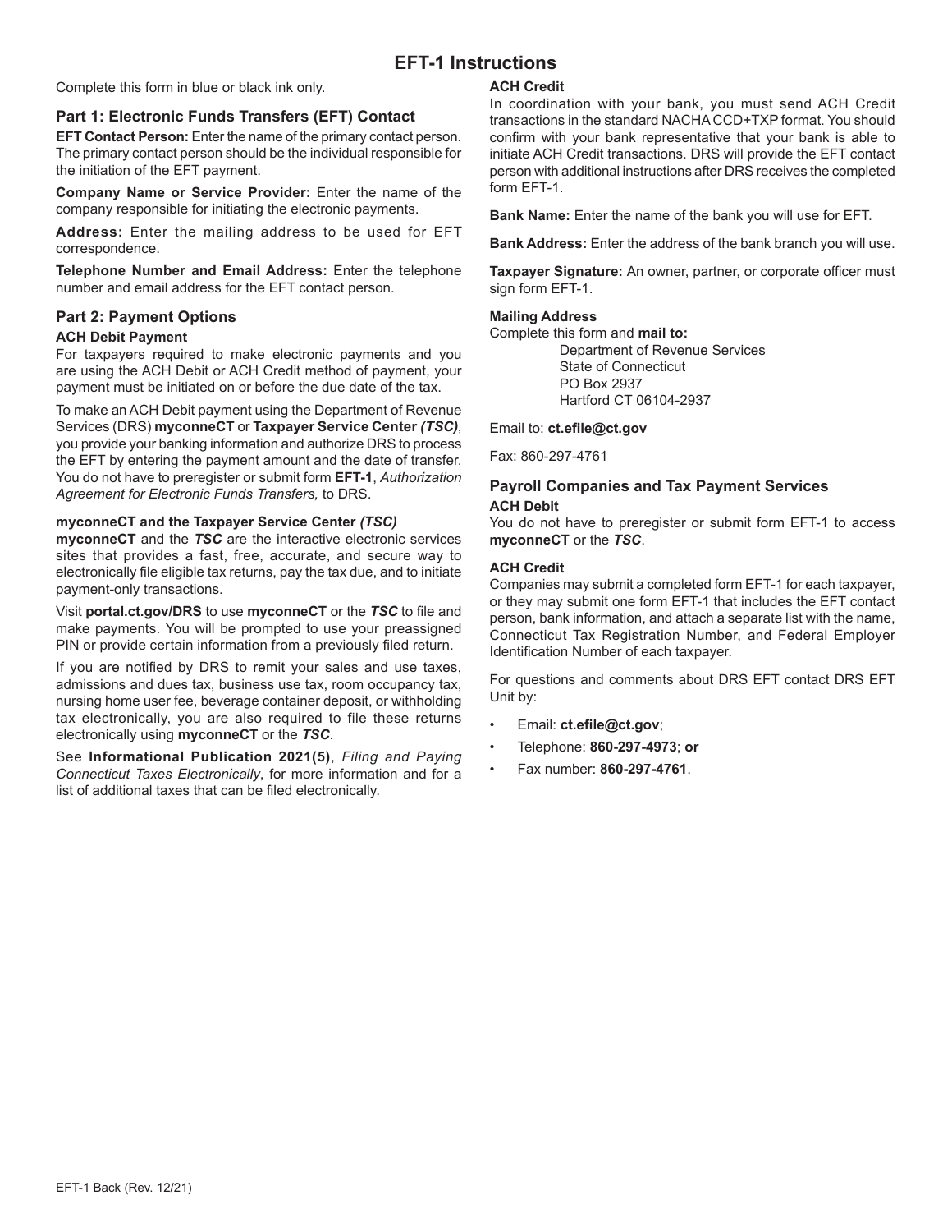# EFT-1 Instructions

Complete this form in blue or black ink only.

## Part 1: Electronic Funds Transfers (EFT) Contact

**EFT Contact Person:** Enter the name of the primary contact person. The primary contact person should be the individual responsible for the initiation of the EFT payment.

**Company Name or Service Provider:** Enter the name of the company responsible for initiating the electronic payments.

**Address:** Enter the mailing address to be used for EFT correspondence.

**Telephone Number and Email Address:** Enter the telephone number and email address for the EFT contact person.

## Part 2: Payment Options

### ACH Debit Payment

For taxpayers required to make electronic payments and you are using the ACH Debit or ACH Credit method of payment, your payment must be initiated on or before the due date of the tax.

To make an ACH Debit payment using the Department of Revenue Services (DRS) **myconneCT** or **Taxpayer Service Center *(TSC)***, you provide your banking information and authorize DRS to process the EFT by entering the payment amount and the date of transfer. You do not have to preregister or submit form **EFT-1**, *Authorization Agreement for Electronic Funds Transfers,* to DRS.

### myconneCT and the Taxpayer Service Center *(TSC)*

**myconneCT** and the ***TSC*** are the interactive electronic services sites that provides a fast, free, accurate, and secure way to electronically file eligible tax returns, pay the tax due, and to initiate payment-only transactions.

Visit **portal.ct.gov/DRS** to use **myconneCT** or the ***TSC*** to file and make payments. You will be prompted to use your preassigned PIN or provide certain information from a previously filed return.

If you are notified by DRS to remit your sales and use taxes, admissions and dues tax, business use tax, room occupancy tax, nursing home user fee, beverage container deposit, or withholding tax electronically, you are also required to file these returns electronically using **myconneCT** or the ***TSC***.

See **Informational Publication 2021(5)**, *Filing and Paying Connecticut Taxes Electronically*, for more information and for a list of additional taxes that can be filed electronically.

### ACH Credit

In coordination with your bank, you must send ACH Credit transactions in the standard NACHA CCD+TXP format. You should confirm with your bank representative that your bank is able to initiate ACH Credit transactions. DRS will provide the EFT contact person with additional instructions after DRS receives the completed form EFT-1.

**Bank Name:** Enter the name of the bank you will use for EFT.

**Bank Address:** Enter the address of the bank branch you will use.

**Taxpayer Signature:** An owner, partner, or corporate officer must sign form EFT-1.

### Mailing Address

Complete this form and **mail to:**

Department of Revenue Services
State of Connecticut
PO Box 2937
Hartford CT 06104-2937

Email to: **ct.efile@ct.gov**

Fax: 860-297-4761

## Payroll Companies and Tax Payment Services

### ACH Debit

You do not have to preregister or submit form EFT-1 to access **myconneCT** or the ***TSC***.

### ACH Credit

Companies may submit a completed form EFT-1 for each taxpayer, or they may submit one form EFT-1 that includes the EFT contact person, bank information, and attach a separate list with the name, Connecticut Tax Registration Number, and Federal Employer Identification Number of each taxpayer.

For questions and comments about DRS EFT contact DRS EFT Unit by:

- Email: **ct.efile@ct.gov**;
- Telephone: **860-297-4973**; **or**
- Fax number: **860-297-4761**.

EFT-1 Back (Rev. 12/21)